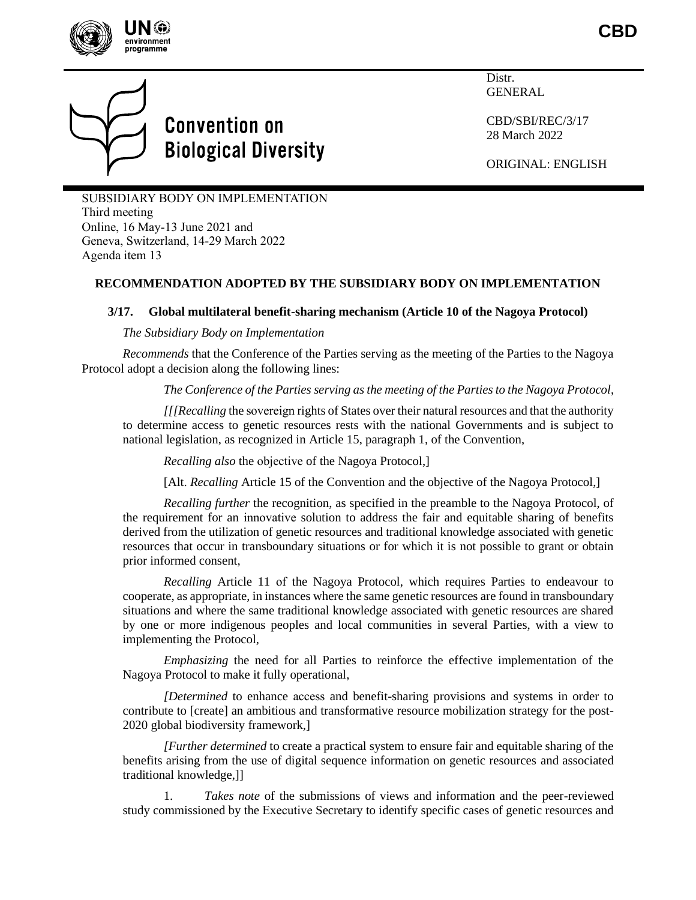CBD

# Convention on Biological Diversity

Distr.
GENERAL

CBD/SBI/REC/3/17
28 March 2022

ORIGINAL: ENGLISH

SUBSIDIARY BODY ON IMPLEMENTATION
Third meeting
Online, 16 May-13 June 2021 and
Geneva, Switzerland, 14-29 March 2022
Agenda item 13

## RECOMMENDATION ADOPTED BY THE SUBSIDIARY BODY ON IMPLEMENTATION

### 3/17. Global multilateral benefit-sharing mechanism (Article 10 of the Nagoya Protocol)

*The Subsidiary Body on Implementation*

*Recommends* that the Conference of the Parties serving as the meeting of the Parties to the Nagoya Protocol adopt a decision along the following lines:

*The Conference of the Parties serving as the meeting of the Parties to the Nagoya Protocol*,

*[[[Recalling* the sovereign rights of States over their natural resources and that the authority to determine access to genetic resources rests with the national Governments and is subject to national legislation, as recognized in Article 15, paragraph 1, of the Convention,

*Recalling also* the objective of the Nagoya Protocol,]

[Alt. *Recalling* Article 15 of the Convention and the objective of the Nagoya Protocol,]

*Recalling further* the recognition, as specified in the preamble to the Nagoya Protocol, of the requirement for an innovative solution to address the fair and equitable sharing of benefits derived from the utilization of genetic resources and traditional knowledge associated with genetic resources that occur in transboundary situations or for which it is not possible to grant or obtain prior informed consent,

*Recalling* Article 11 of the Nagoya Protocol, which requires Parties to endeavour to cooperate, as appropriate, in instances where the same genetic resources are found in transboundary situations and where the same traditional knowledge associated with genetic resources are shared by one or more indigenous peoples and local communities in several Parties, with a view to implementing the Protocol,

*Emphasizing* the need for all Parties to reinforce the effective implementation of the Nagoya Protocol to make it fully operational,

*[Determined* to enhance access and benefit-sharing provisions and systems in order to contribute to [create] an ambitious and transformative resource mobilization strategy for the post-2020 global biodiversity framework,]

*[Further determined* to create a practical system to ensure fair and equitable sharing of the benefits arising from the use of digital sequence information on genetic resources and associated traditional knowledge,]]

1. *Takes note* of the submissions of views and information and the peer-reviewed study commissioned by the Executive Secretary to identify specific cases of genetic resources and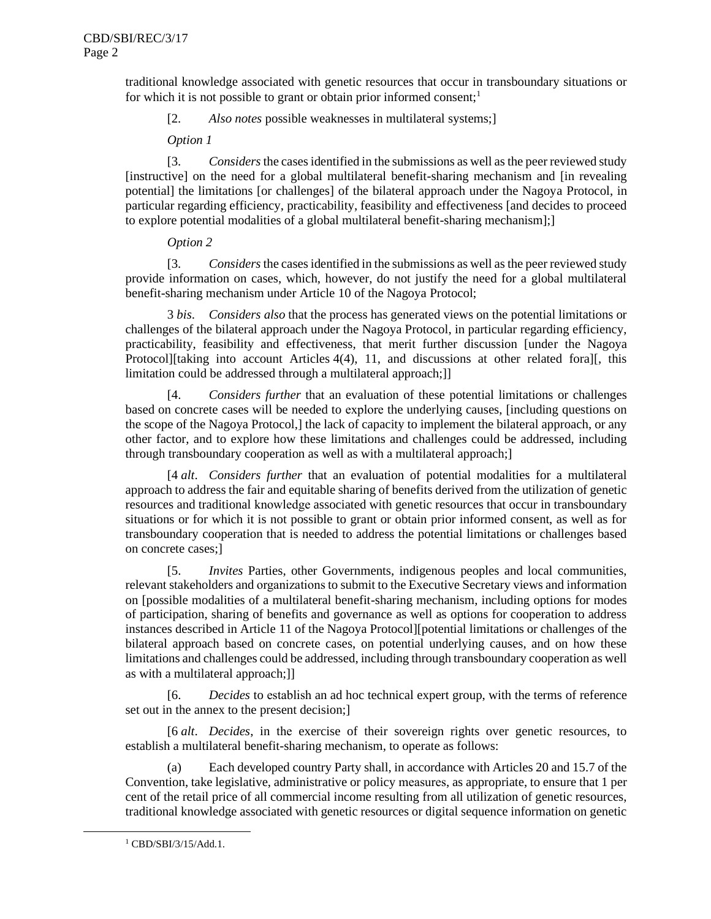traditional knowledge associated with genetic resources that occur in transboundary situations or for which it is not possible to grant or obtain prior informed consent;[1]

[2. *Also notes* possible weaknesses in multilateral systems;]

*Option 1*

[3. *Considers* the cases identified in the submissions as well as the peer reviewed study [instructive] on the need for a global multilateral benefit-sharing mechanism and [in revealing potential] the limitations [or challenges] of the bilateral approach under the Nagoya Protocol, in particular regarding efficiency, practicability, feasibility and effectiveness [and decides to proceed to explore potential modalities of a global multilateral benefit-sharing mechanism];]

*Option 2*

[3. *Considers* the cases identified in the submissions as well as the peer reviewed study provide information on cases, which, however, do not justify the need for a global multilateral benefit-sharing mechanism under Article 10 of the Nagoya Protocol;

3 *bis*. *Considers also* that the process has generated views on the potential limitations or challenges of the bilateral approach under the Nagoya Protocol, in particular regarding efficiency, practicability, feasibility and effectiveness, that merit further discussion [under the Nagoya Protocol][taking into account Articles 4(4), 11, and discussions at other related fora][, this limitation could be addressed through a multilateral approach;]]

[4. *Considers further* that an evaluation of these potential limitations or challenges based on concrete cases will be needed to explore the underlying causes, [including questions on the scope of the Nagoya Protocol,] the lack of capacity to implement the bilateral approach, or any other factor, and to explore how these limitations and challenges could be addressed, including through transboundary cooperation as well as with a multilateral approach;]

[4 *alt*. *Considers further* that an evaluation of potential modalities for a multilateral approach to address the fair and equitable sharing of benefits derived from the utilization of genetic resources and traditional knowledge associated with genetic resources that occur in transboundary situations or for which it is not possible to grant or obtain prior informed consent, as well as for transboundary cooperation that is needed to address the potential limitations or challenges based on concrete cases;]

[5. *Invites* Parties, other Governments, indigenous peoples and local communities, relevant stakeholders and organizations to submit to the Executive Secretary views and information on [possible modalities of a multilateral benefit-sharing mechanism, including options for modes of participation, sharing of benefits and governance as well as options for cooperation to address instances described in Article 11 of the Nagoya Protocol][potential limitations or challenges of the bilateral approach based on concrete cases, on potential underlying causes, and on how these limitations and challenges could be addressed, including through transboundary cooperation as well as with a multilateral approach;]]

[6. *Decides* to establish an ad hoc technical expert group, with the terms of reference set out in the annex to the present decision;]

[6 *alt*. *Decides*, in the exercise of their sovereign rights over genetic resources, to establish a multilateral benefit-sharing mechanism, to operate as follows:

(a) Each developed country Party shall, in accordance with Articles 20 and 15.7 of the Convention, take legislative, administrative or policy measures, as appropriate, to ensure that 1 per cent of the retail price of all commercial income resulting from all utilization of genetic resources, traditional knowledge associated with genetic resources or digital sequence information on genetic

[1] CBD/SBI/3/15/Add.1.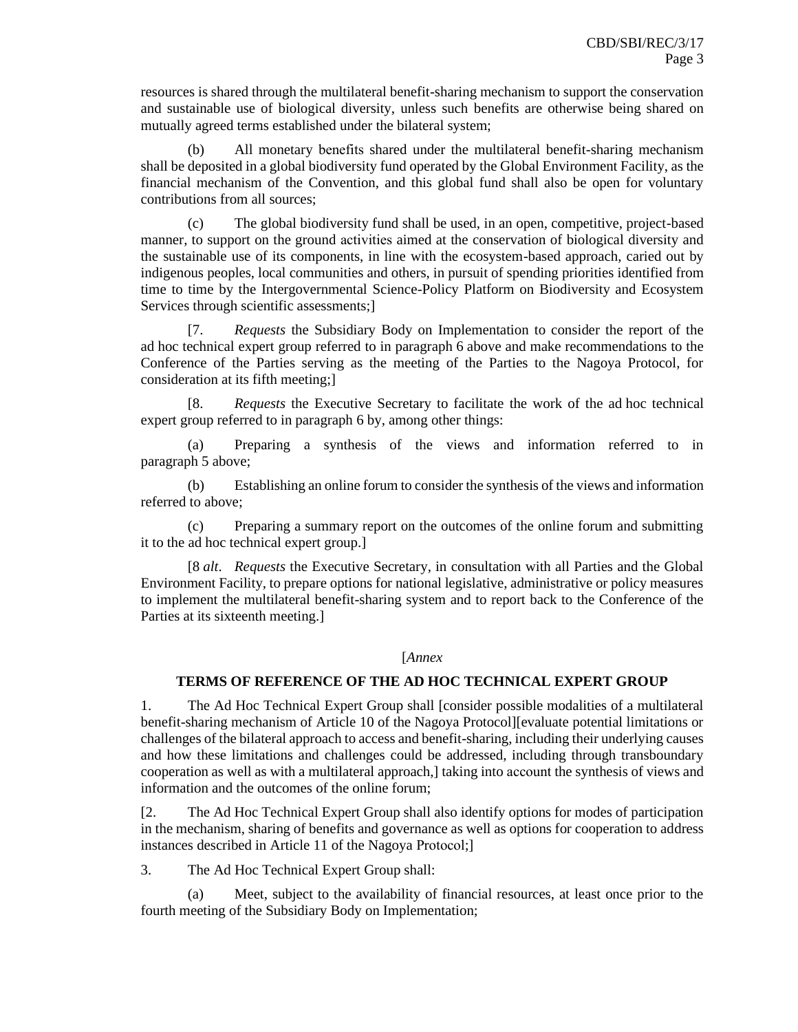resources is shared through the multilateral benefit-sharing mechanism to support the conservation and sustainable use of biological diversity, unless such benefits are otherwise being shared on mutually agreed terms established under the bilateral system;

(b) All monetary benefits shared under the multilateral benefit-sharing mechanism shall be deposited in a global biodiversity fund operated by the Global Environment Facility, as the financial mechanism of the Convention, and this global fund shall also be open for voluntary contributions from all sources;

(c) The global biodiversity fund shall be used, in an open, competitive, project-based manner, to support on the ground activities aimed at the conservation of biological diversity and the sustainable use of its components, in line with the ecosystem-based approach, caried out by indigenous peoples, local communities and others, in pursuit of spending priorities identified from time to time by the Intergovernmental Science-Policy Platform on Biodiversity and Ecosystem Services through scientific assessments;]

[7. *Requests* the Subsidiary Body on Implementation to consider the report of the ad hoc technical expert group referred to in paragraph 6 above and make recommendations to the Conference of the Parties serving as the meeting of the Parties to the Nagoya Protocol, for consideration at its fifth meeting;]

[8. *Requests* the Executive Secretary to facilitate the work of the ad hoc technical expert group referred to in paragraph 6 by, among other things:

(a) Preparing a synthesis of the views and information referred to in paragraph 5 above;

(b) Establishing an online forum to consider the synthesis of the views and information referred to above;

(c) Preparing a summary report on the outcomes of the online forum and submitting it to the ad hoc technical expert group.]

[8 *alt*. *Requests* the Executive Secretary, in consultation with all Parties and the Global Environment Facility, to prepare options for national legislative, administrative or policy measures to implement the multilateral benefit-sharing system and to report back to the Conference of the Parties at its sixteenth meeting.]

[*Annex*

## TERMS OF REFERENCE OF THE AD HOC TECHNICAL EXPERT GROUP

1. The Ad Hoc Technical Expert Group shall [consider possible modalities of a multilateral benefit-sharing mechanism of Article 10 of the Nagoya Protocol][evaluate potential limitations or challenges of the bilateral approach to access and benefit-sharing, including their underlying causes and how these limitations and challenges could be addressed, including through transboundary cooperation as well as with a multilateral approach,] taking into account the synthesis of views and information and the outcomes of the online forum;

[2. The Ad Hoc Technical Expert Group shall also identify options for modes of participation in the mechanism, sharing of benefits and governance as well as options for cooperation to address instances described in Article 11 of the Nagoya Protocol;]

3. The Ad Hoc Technical Expert Group shall:

(a) Meet, subject to the availability of financial resources, at least once prior to the fourth meeting of the Subsidiary Body on Implementation;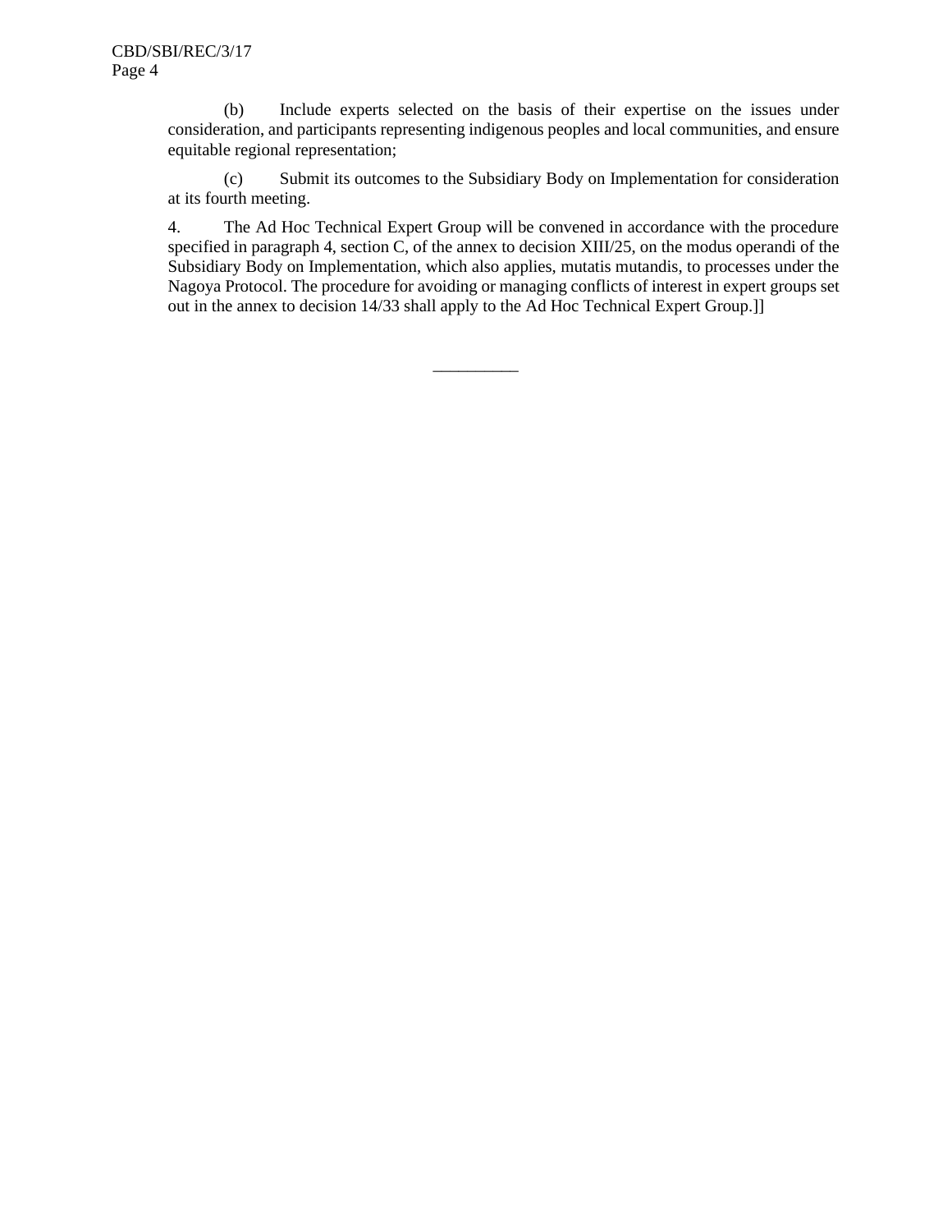(b) Include experts selected on the basis of their expertise on the issues under consideration, and participants representing indigenous peoples and local communities, and ensure equitable regional representation;

(c) Submit its outcomes to the Subsidiary Body on Implementation for consideration at its fourth meeting.

4. The Ad Hoc Technical Expert Group will be convened in accordance with the procedure specified in paragraph 4, section C, of the annex to decision XIII/25, on the modus operandi of the Subsidiary Body on Implementation, which also applies, mutatis mutandis, to processes under the Nagoya Protocol. The procedure for avoiding or managing conflicts of interest in expert groups set out in the annex to decision 14/33 shall apply to the Ad Hoc Technical Expert Group.]]

__________